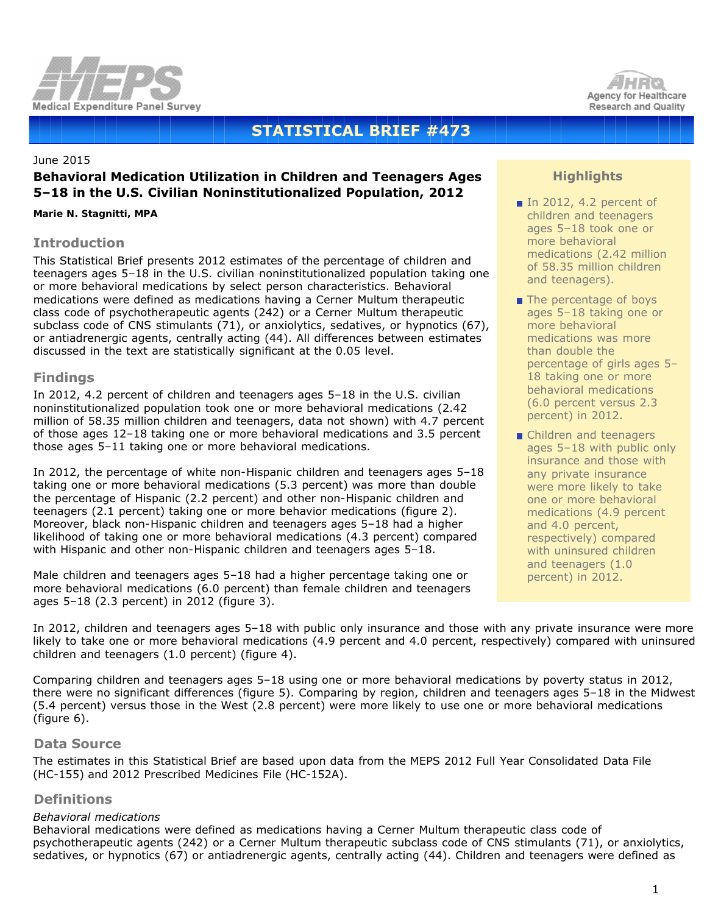# STATISTICAL BRIEF #473

June 2015

## Behavioral Medication Utilization in Children and Teenagers Ages 5–18 in the U.S. Civilian Noninstitutionalized Population, 2012

**Marie N. Stagnitti, MPA**

### Highlights

- In 2012, 4.2 percent of children and teenagers ages 5–18 took one or more behavioral medications (2.42 million of 58.35 million children and teenagers).
- The percentage of boys ages 5–18 taking one or more behavioral medications was more than double the percentage of girls ages 5–18 taking one or more behavioral medications (6.0 percent versus 2.3 percent) in 2012.
- Children and teenagers ages 5–18 with public only insurance and those with any private insurance were more likely to take one or more behavioral medications (4.9 percent and 4.0 percent, respectively) compared with uninsured children and teenagers (1.0 percent) in 2012.

## Introduction

This Statistical Brief presents 2012 estimates of the percentage of children and teenagers ages 5–18 in the U.S. civilian noninstitutionalized population taking one or more behavioral medications by select person characteristics. Behavioral medications were defined as medications having a Cerner Multum therapeutic class code of psychotherapeutic agents (242) or a Cerner Multum therapeutic subclass code of CNS stimulants (71), or anxiolytics, sedatives, or hypnotics (67), or antiadrenergic agents, centrally acting (44). All differences between estimates discussed in the text are statistically significant at the 0.05 level.

## Findings

In 2012, 4.2 percent of children and teenagers ages 5–18 in the U.S. civilian noninstitutionalized population took one or more behavioral medications (2.42 million of 58.35 million children and teenagers, data not shown) with 4.7 percent of those ages 12–18 taking one or more behavioral medications and 3.5 percent those ages 5–11 taking one or more behavioral medications.

In 2012, the percentage of white non-Hispanic children and teenagers ages 5–18 taking one or more behavioral medications (5.3 percent) was more than double the percentage of Hispanic (2.2 percent) and other non-Hispanic children and teenagers (2.1 percent) taking one or more behavior medications (figure 2). Moreover, black non-Hispanic children and teenagers ages 5–18 had a higher likelihood of taking one or more behavioral medications (4.3 percent) compared with Hispanic and other non-Hispanic children and teenagers ages 5–18.

Male children and teenagers ages 5–18 had a higher percentage taking one or more behavioral medications (6.0 percent) than female children and teenagers ages 5–18 (2.3 percent) in 2012 (figure 3).

In 2012, children and teenagers ages 5–18 with public only insurance and those with any private insurance were more likely to take one or more behavioral medications (4.9 percent and 4.0 percent, respectively) compared with uninsured children and teenagers (1.0 percent) (figure 4).

Comparing children and teenagers ages 5–18 using one or more behavioral medications by poverty status in 2012, there were no significant differences (figure 5). Comparing by region, children and teenagers ages 5–18 in the Midwest (5.4 percent) versus those in the West (2.8 percent) were more likely to use one or more behavioral medications (figure 6).

## Data Source

The estimates in this Statistical Brief are based upon data from the MEPS 2012 Full Year Consolidated Data File (HC-155) and 2012 Prescribed Medicines File (HC-152A).

## Definitions

*Behavioral medications*
Behavioral medications were defined as medications having a Cerner Multum therapeutic class code of psychotherapeutic agents (242) or a Cerner Multum therapeutic subclass code of CNS stimulants (71), or anxiolytics, sedatives, or hypnotics (67) or antiadrenergic agents, centrally acting (44). Children and teenagers were defined as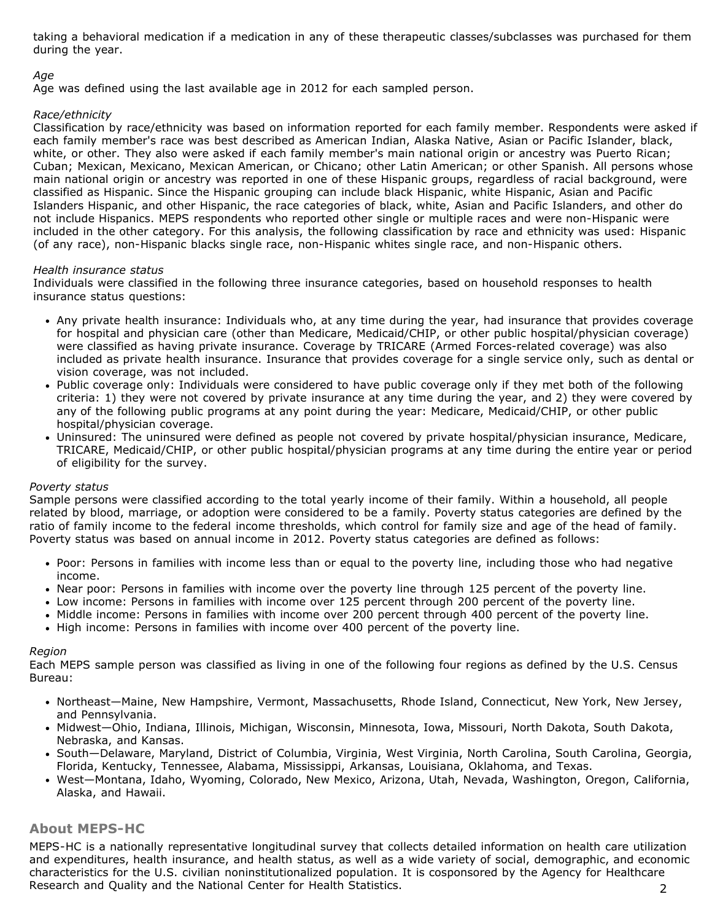taking a behavioral medication if a medication in any of these therapeutic classes/subclasses was purchased for them during the year.

*Age*

Age was defined using the last available age in 2012 for each sampled person.

*Race/ethnicity*

Classification by race/ethnicity was based on information reported for each family member. Respondents were asked if each family member's race was best described as American Indian, Alaska Native, Asian or Pacific Islander, black, white, or other. They also were asked if each family member's main national origin or ancestry was Puerto Rican; Cuban; Mexican, Mexicano, Mexican American, or Chicano; other Latin American; or other Spanish. All persons whose main national origin or ancestry was reported in one of these Hispanic groups, regardless of racial background, were classified as Hispanic. Since the Hispanic grouping can include black Hispanic, white Hispanic, Asian and Pacific Islanders Hispanic, and other Hispanic, the race categories of black, white, Asian and Pacific Islanders, and other do not include Hispanics. MEPS respondents who reported other single or multiple races and were non-Hispanic were included in the other category. For this analysis, the following classification by race and ethnicity was used: Hispanic (of any race), non-Hispanic blacks single race, non-Hispanic whites single race, and non-Hispanic others.

*Health insurance status*

Individuals were classified in the following three insurance categories, based on household responses to health insurance status questions:

- Any private health insurance: Individuals who, at any time during the year, had insurance that provides coverage for hospital and physician care (other than Medicare, Medicaid/CHIP, or other public hospital/physician coverage) were classified as having private insurance. Coverage by TRICARE (Armed Forces-related coverage) was also included as private health insurance. Insurance that provides coverage for a single service only, such as dental or vision coverage, was not included.
- Public coverage only: Individuals were considered to have public coverage only if they met both of the following criteria: 1) they were not covered by private insurance at any time during the year, and 2) they were covered by any of the following public programs at any point during the year: Medicare, Medicaid/CHIP, or other public hospital/physician coverage.
- Uninsured: The uninsured were defined as people not covered by private hospital/physician insurance, Medicare, TRICARE, Medicaid/CHIP, or other public hospital/physician programs at any time during the entire year or period of eligibility for the survey.

*Poverty status*

Sample persons were classified according to the total yearly income of their family. Within a household, all people related by blood, marriage, or adoption were considered to be a family. Poverty status categories are defined by the ratio of family income to the federal income thresholds, which control for family size and age of the head of family. Poverty status was based on annual income in 2012. Poverty status categories are defined as follows:

- Poor: Persons in families with income less than or equal to the poverty line, including those who had negative income.
- Near poor: Persons in families with income over the poverty line through 125 percent of the poverty line.
- Low income: Persons in families with income over 125 percent through 200 percent of the poverty line.
- Middle income: Persons in families with income over 200 percent through 400 percent of the poverty line.
- High income: Persons in families with income over 400 percent of the poverty line.

*Region*

Each MEPS sample person was classified as living in one of the following four regions as defined by the U.S. Census Bureau:

- Northeast—Maine, New Hampshire, Vermont, Massachusetts, Rhode Island, Connecticut, New York, New Jersey, and Pennsylvania.
- Midwest—Ohio, Indiana, Illinois, Michigan, Wisconsin, Minnesota, Iowa, Missouri, North Dakota, South Dakota, Nebraska, and Kansas.
- South—Delaware, Maryland, District of Columbia, Virginia, West Virginia, North Carolina, South Carolina, Georgia, Florida, Kentucky, Tennessee, Alabama, Mississippi, Arkansas, Louisiana, Oklahoma, and Texas.
- West—Montana, Idaho, Wyoming, Colorado, New Mexico, Arizona, Utah, Nevada, Washington, Oregon, California, Alaska, and Hawaii.

## About MEPS-HC

MEPS-HC is a nationally representative longitudinal survey that collects detailed information on health care utilization and expenditures, health insurance, and health status, as well as a wide variety of social, demographic, and economic characteristics for the U.S. civilian noninstitutionalized population. It is cosponsored by the Agency for Healthcare Research and Quality and the National Center for Health Statistics.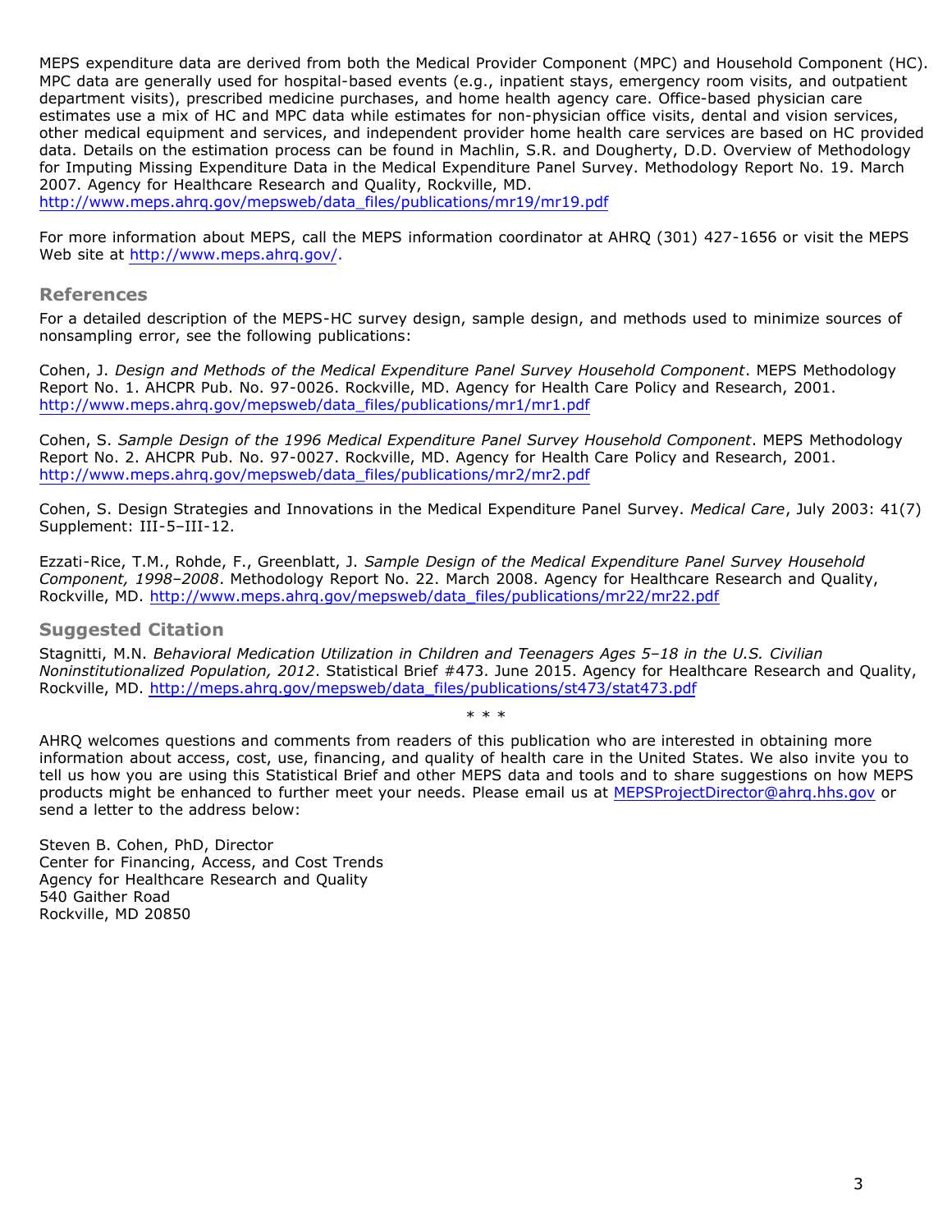MEPS expenditure data are derived from both the Medical Provider Component (MPC) and Household Component (HC). MPC data are generally used for hospital-based events (e.g., inpatient stays, emergency room visits, and outpatient department visits), prescribed medicine purchases, and home health agency care. Office-based physician care estimates use a mix of HC and MPC data while estimates for non-physician office visits, dental and vision services, other medical equipment and services, and independent provider home health care services are based on HC provided data. Details on the estimation process can be found in Machlin, S.R. and Dougherty, D.D. Overview of Methodology for Imputing Missing Expenditure Data in the Medical Expenditure Panel Survey. Methodology Report No. 19. March 2007. Agency for Healthcare Research and Quality, Rockville, MD. http://www.meps.ahrq.gov/mepsweb/data_files/publications/mr19/mr19.pdf

For more information about MEPS, call the MEPS information coordinator at AHRQ (301) 427-1656 or visit the MEPS Web site at http://www.meps.ahrq.gov/.

## References

For a detailed description of the MEPS-HC survey design, sample design, and methods used to minimize sources of nonsampling error, see the following publications:

Cohen, J. *Design and Methods of the Medical Expenditure Panel Survey Household Component*. MEPS Methodology Report No. 1. AHCPR Pub. No. 97-0026. Rockville, MD. Agency for Health Care Policy and Research, 2001. http://www.meps.ahrq.gov/mepsweb/data_files/publications/mr1/mr1.pdf

Cohen, S. *Sample Design of the 1996 Medical Expenditure Panel Survey Household Component*. MEPS Methodology Report No. 2. AHCPR Pub. No. 97-0027. Rockville, MD. Agency for Health Care Policy and Research, 2001. http://www.meps.ahrq.gov/mepsweb/data_files/publications/mr2/mr2.pdf

Cohen, S. Design Strategies and Innovations in the Medical Expenditure Panel Survey. *Medical Care*, July 2003: 41(7) Supplement: III-5–III-12.

Ezzati-Rice, T.M., Rohde, F., Greenblatt, J. *Sample Design of the Medical Expenditure Panel Survey Household Component, 1998–2008*. Methodology Report No. 22. March 2008. Agency for Healthcare Research and Quality, Rockville, MD. http://www.meps.ahrq.gov/mepsweb/data_files/publications/mr22/mr22.pdf

## Suggested Citation

Stagnitti, M.N. *Behavioral Medication Utilization in Children and Teenagers Ages 5–18 in the U.S. Civilian Noninstitutionalized Population, 2012*. Statistical Brief #473. June 2015. Agency for Healthcare Research and Quality, Rockville, MD. http://meps.ahrq.gov/mepsweb/data_files/publications/st473/stat473.pdf

\* \* \*

AHRQ welcomes questions and comments from readers of this publication who are interested in obtaining more information about access, cost, use, financing, and quality of health care in the United States. We also invite you to tell us how you are using this Statistical Brief and other MEPS data and tools and to share suggestions on how MEPS products might be enhanced to further meet your needs. Please email us at MEPSProjectDirector@ahrq.hhs.gov or send a letter to the address below:

Steven B. Cohen, PhD, Director
Center for Financing, Access, and Cost Trends
Agency for Healthcare Research and Quality
540 Gaither Road
Rockville, MD 20850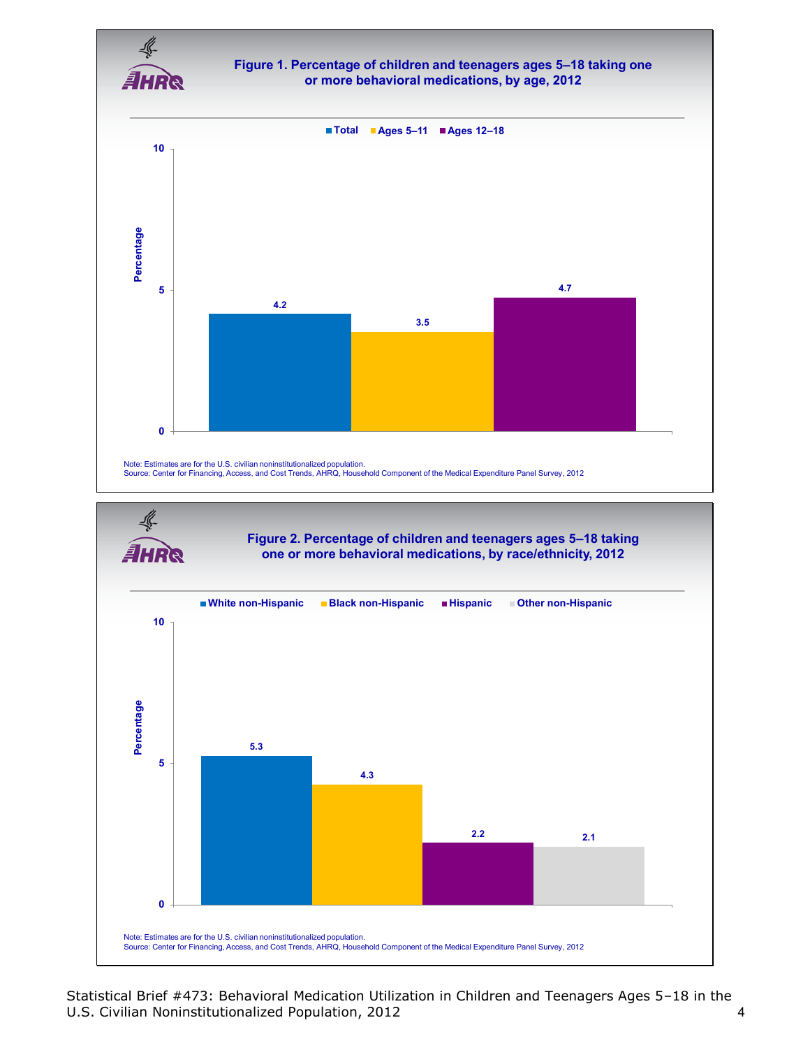**Figure 1. Percentage of children and teenagers ages 5–18 taking one or more behavioral medications, by age, 2012**

| | Percentage |
|---|---|
| Total | 4.2 |
| Ages 5–11 | 3.5 |
| Ages 12–18 | 4.7 |

Note: Estimates are for the U.S. civilian noninstitutionalized population.
Source: Center for Financing, Access, and Cost Trends, AHRQ, Household Component of the Medical Expenditure Panel Survey, 2012

**Figure 2. Percentage of children and teenagers ages 5–18 taking one or more behavioral medications, by race/ethnicity, 2012**

| | Percentage |
|---|---|
| White non-Hispanic | 5.3 |
| Black non-Hispanic | 4.3 |
| Hispanic | 2.2 |
| Other non-Hispanic | 2.1 |

Note: Estimates are for the U.S. civilian noninstitutionalized population.
Source: Center for Financing, Access, and Cost Trends, AHRQ, Household Component of the Medical Expenditure Panel Survey, 2012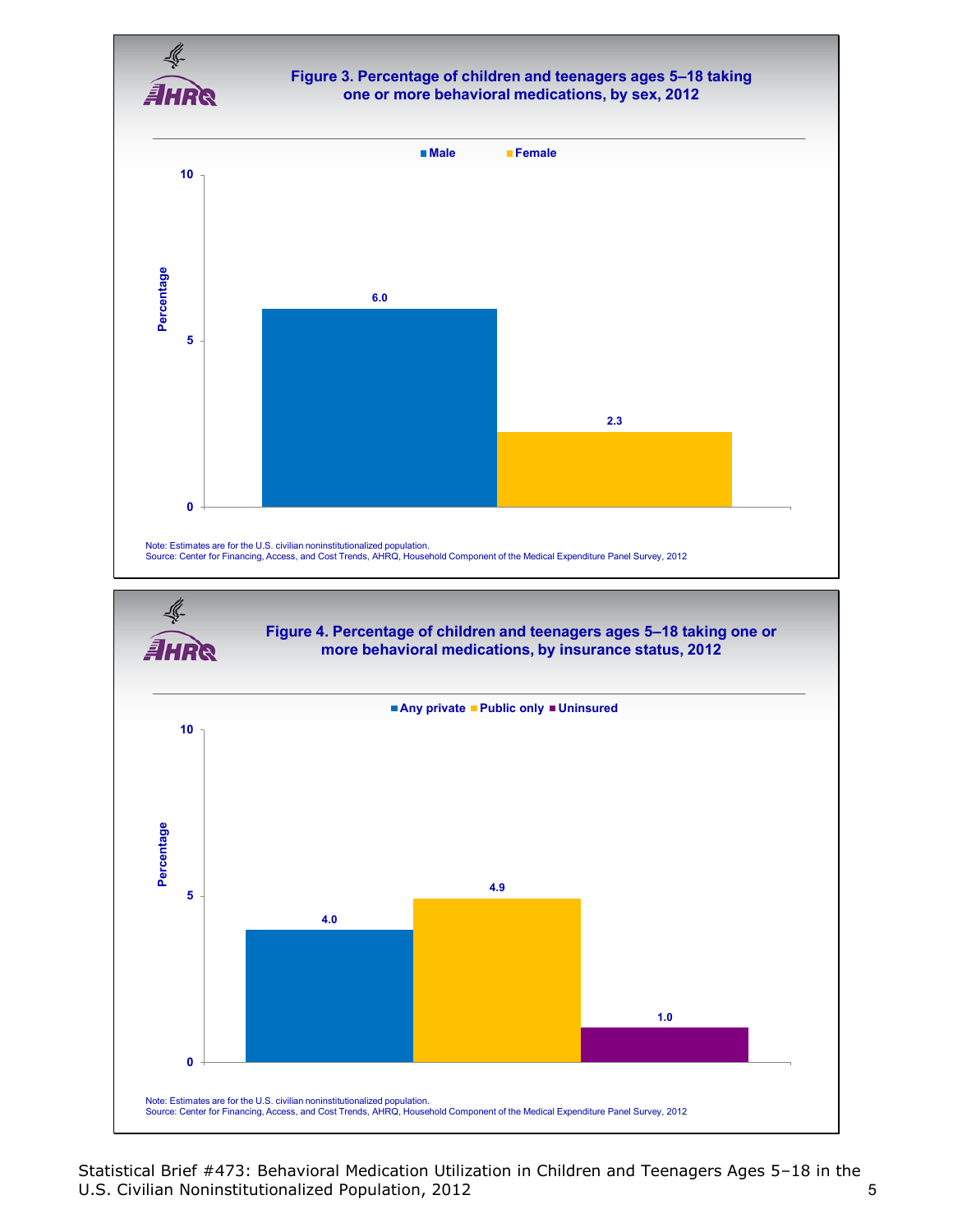**Figure 3. Percentage of children and teenagers ages 5–18 taking one or more behavioral medications, by sex, 2012**

| Sex | Percentage |
| --- | --- |
| Male | 6.0 |
| Female | 2.3 |

Note: Estimates are for the U.S. civilian noninstitutionalized population.
Source: Center for Financing, Access, and Cost Trends, AHRQ, Household Component of the Medical Expenditure Panel Survey, 2012

**Figure 4. Percentage of children and teenagers ages 5–18 taking one or more behavioral medications, by insurance status, 2012**

| Insurance status | Percentage |
| --- | --- |
| Any private | 4.0 |
| Public only | 4.9 |
| Uninsured | 1.0 |

Note: Estimates are for the U.S. civilian noninstitutionalized population.
Source: Center for Financing, Access, and Cost Trends, AHRQ, Household Component of the Medical Expenditure Panel Survey, 2012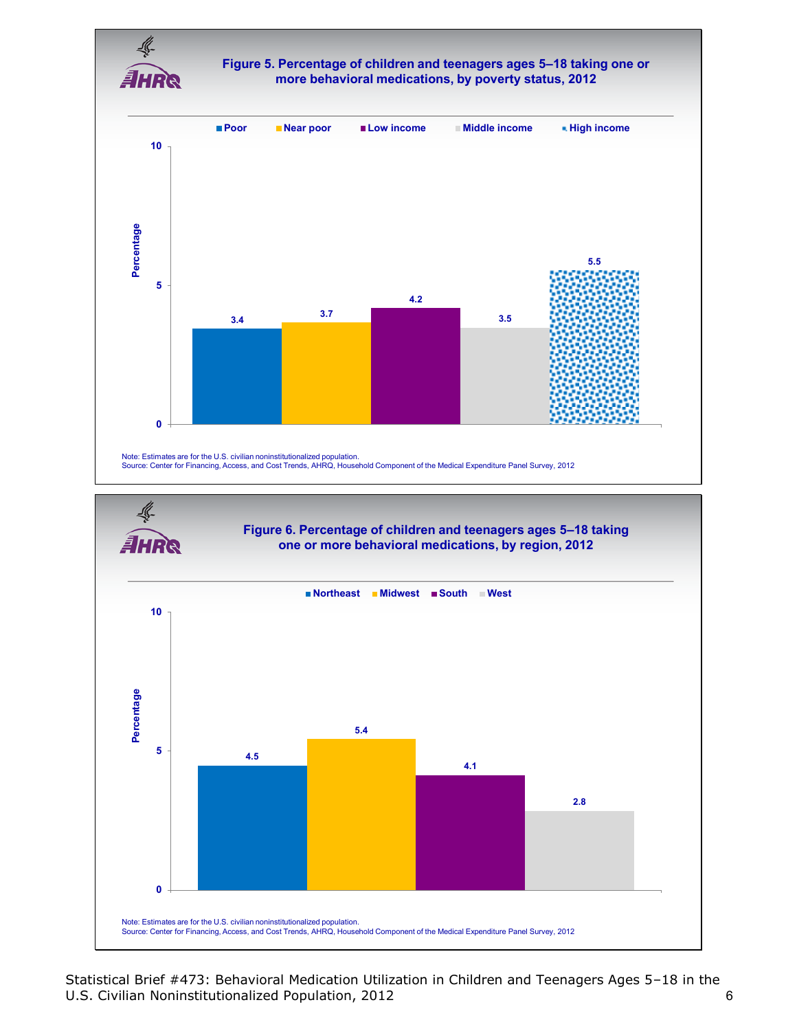**Figure 5. Percentage of children and teenagers ages 5–18 taking one or more behavioral medications, by poverty status, 2012**

Poor
Near poor
Low income
Middle income
High income

Percentage

10
5
0

3.4
3.7
4.2
3.5
5.5

Note: Estimates are for the U.S. civilian noninstitutionalized population.
Source: Center for Financing, Access, and Cost Trends, AHRQ, Household Component of the Medical Expenditure Panel Survey, 2012

**Figure 6. Percentage of children and teenagers ages 5–18 taking one or more behavioral medications, by region, 2012**

Northeast
Midwest
South
West

Percentage

10
5
0

4.5
5.4
4.1
2.8

Note: Estimates are for the U.S. civilian noninstitutionalized population.
Source: Center for Financing, Access, and Cost Trends, AHRQ, Household Component of the Medical Expenditure Panel Survey, 2012